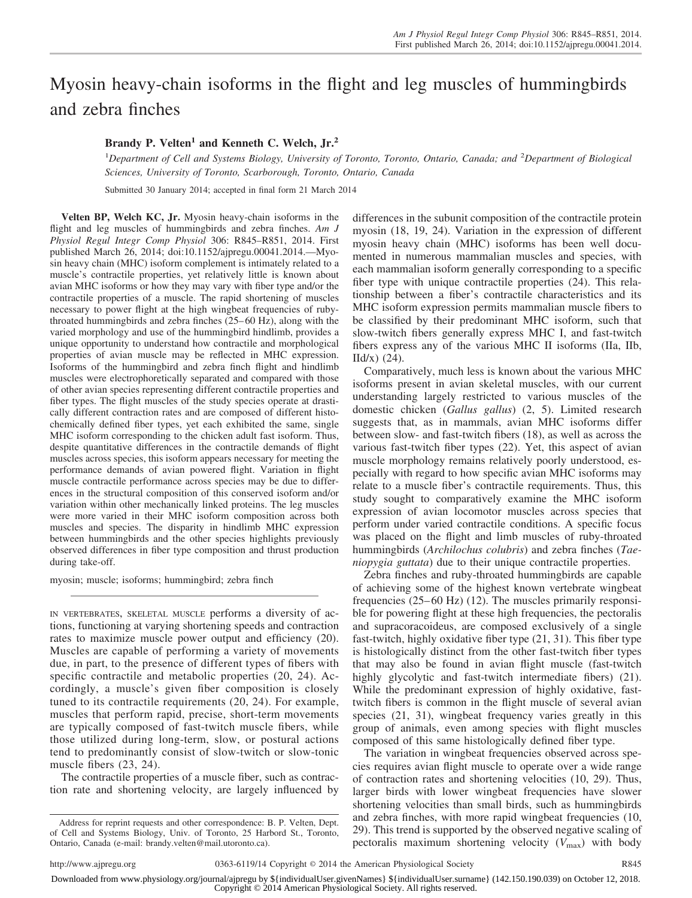# Myosin heavy-chain isoforms in the flight and leg muscles of hummingbirds and zebra finches

**Brandy P. Velten[1] and Kenneth C. Welch, Jr.[2]**

[1]*Department of Cell and Systems Biology, University of Toronto, Toronto, Ontario, Canada; and* [2]*Department of Biological Sciences, University of Toronto, Scarborough, Toronto, Ontario, Canada*

Submitted 30 January 2014; accepted in final form 21 March 2014

**Velten BP, Welch KC, Jr.** Myosin heavy-chain isoforms in the flight and leg muscles of hummingbirds and zebra finches. *Am J Physiol Regul Integr Comp Physiol* 306: R845–R851, 2014. First published March 26, 2014; doi:10.1152/ajpregu.00041.2014.—Myosin heavy chain (MHC) isoform complement is intimately related to a muscle's contractile properties, yet relatively little is known about avian MHC isoforms or how they may vary with fiber type and/or the contractile properties of a muscle. The rapid shortening of muscles necessary to power flight at the high wingbeat frequencies of ruby-throated hummingbirds and zebra finches (25–60 Hz), along with the varied morphology and use of the hummingbird hindlimb, provides a unique opportunity to understand how contractile and morphological properties of avian muscle may be reflected in MHC expression. Isoforms of the hummingbird and zebra finch flight and hindlimb muscles were electrophoretically separated and compared with those of other avian species representing different contractile properties and fiber types. The flight muscles of the study species operate at drastically different contraction rates and are composed of different histochemically defined fiber types, yet each exhibited the same, single MHC isoform corresponding to the chicken adult fast isoform. Thus, despite quantitative differences in the contractile demands of flight muscles across species, this isoform appears necessary for meeting the performance demands of avian powered flight. Variation in flight muscle contractile performance across species may be due to differences in the structural composition of this conserved isoform and/or variation within other mechanically linked proteins. The leg muscles were more varied in their MHC isoform composition across both muscles and species. The disparity in hindlimb MHC expression between hummingbirds and the other species highlights previously observed differences in fiber type composition and thrust production during take-off.

myosin; muscle; isoforms; hummingbird; zebra finch

IN VERTEBRATES, SKELETAL MUSCLE performs a diversity of actions, functioning at varying shortening speeds and contraction rates to maximize muscle power output and efficiency (20). Muscles are capable of performing a variety of movements due, in part, to the presence of different types of fibers with specific contractile and metabolic properties (20, 24). Accordingly, a muscle's given fiber composition is closely tuned to its contractile requirements (20, 24). For example, muscles that perform rapid, precise, short-term movements are typically composed of fast-twitch muscle fibers, while those utilized during long-term, slow, or postural actions tend to predominantly consist of slow-twitch or slow-tonic muscle fibers (23, 24).

The contractile properties of a muscle fiber, such as contraction rate and shortening velocity, are largely influenced by differences in the subunit composition of the contractile protein myosin (18, 19, 24). Variation in the expression of different myosin heavy chain (MHC) isoforms has been well documented in numerous mammalian muscles and species, with each mammalian isoform generally corresponding to a specific fiber type with unique contractile properties (24). This relationship between a fiber's contractile characteristics and its MHC isoform expression permits mammalian muscle fibers to be classified by their predominant MHC isoform, such that slow-twitch fibers generally express MHC I, and fast-twitch fibers express any of the various MHC II isoforms (IIa, IIb, IId/x) (24).

Comparatively, much less is known about the various MHC isoforms present in avian skeletal muscles, with our current understanding largely restricted to various muscles of the domestic chicken (*Gallus gallus*) (2, 5). Limited research suggests that, as in mammals, avian MHC isoforms differ between slow- and fast-twitch fibers (18), as well as across the various fast-twitch fiber types (22). Yet, this aspect of avian muscle morphology remains relatively poorly understood, especially with regard to how specific avian MHC isoforms may relate to a muscle fiber's contractile requirements. Thus, this study sought to comparatively examine the MHC isoform expression of avian locomotor muscles across species that perform under varied contractile conditions. A specific focus was placed on the flight and limb muscles of ruby-throated hummingbirds (*Archilochus colubris*) and zebra finches (*Taeniopygia guttata*) due to their unique contractile properties.

Zebra finches and ruby-throated hummingbirds are capable of achieving some of the highest known vertebrate wingbeat frequencies (25–60 Hz) (12). The muscles primarily responsible for powering flight at these high frequencies, the pectoralis and supracoracoideus, are composed exclusively of a single fast-twitch, highly oxidative fiber type (21, 31). This fiber type is histologically distinct from the other fast-twitch fiber types that may also be found in avian flight muscle (fast-twitch highly glycolytic and fast-twitch intermediate fibers) (21). While the predominant expression of highly oxidative, fast-twitch fibers is common in the flight muscle of several avian species (21, 31), wingbeat frequency varies greatly in this group of animals, even among species with flight muscles composed of this same histologically defined fiber type.

The variation in wingbeat frequencies observed across species requires avian flight muscle to operate over a wide range of contraction rates and shortening velocities (10, 29). Thus, larger birds with lower wingbeat frequencies have slower shortening velocities than small birds, such as hummingbirds and zebra finches, with more rapid wingbeat frequencies (10, 29). This trend is supported by the observed negative scaling of pectoralis maximum shortening velocity ($V_{max}$) with body

Address for reprint requests and other correspondence: B. P. Velten, Dept. of Cell and Systems Biology, Univ. of Toronto, 25 Harbord St., Toronto, Ontario, Canada (e-mail: brandy.velten@mail.utoronto.ca).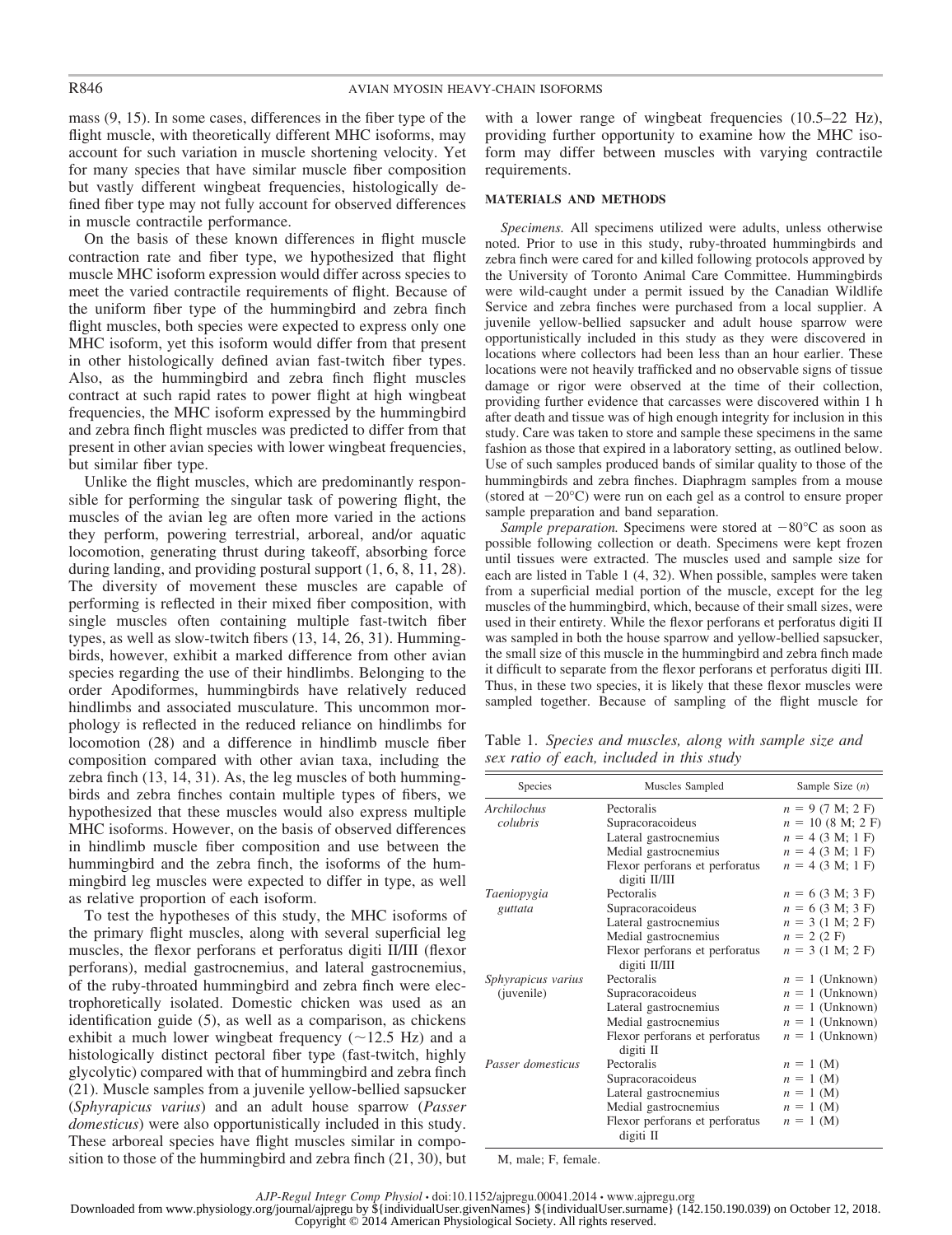mass (9, 15). In some cases, differences in the fiber type of the flight muscle, with theoretically different MHC isoforms, may account for such variation in muscle shortening velocity. Yet for many species that have similar muscle fiber composition but vastly different wingbeat frequencies, histologically defined fiber type may not fully account for observed differences in muscle contractile performance.

On the basis of these known differences in flight muscle contraction rate and fiber type, we hypothesized that flight muscle MHC isoform expression would differ across species to meet the varied contractile requirements of flight. Because of the uniform fiber type of the hummingbird and zebra finch flight muscles, both species were expected to express only one MHC isoform, yet this isoform would differ from that present in other histologically defined avian fast-twitch fiber types. Also, as the hummingbird and zebra finch flight muscles contract at such rapid rates to power flight at high wingbeat frequencies, the MHC isoform expressed by the hummingbird and zebra finch flight muscles was predicted to differ from that present in other avian species with lower wingbeat frequencies, but similar fiber type.

Unlike the flight muscles, which are predominantly responsible for performing the singular task of powering flight, the muscles of the avian leg are often more varied in the actions they perform, powering terrestrial, arboreal, and/or aquatic locomotion, generating thrust during takeoff, absorbing force during landing, and providing postural support (1, 6, 8, 11, 28). The diversity of movement these muscles are capable of performing is reflected in their mixed fiber composition, with single muscles often containing multiple fast-twitch fiber types, as well as slow-twitch fibers (13, 14, 26, 31). Hummingbirds, however, exhibit a marked difference from other avian species regarding the use of their hindlimbs. Belonging to the order Apodiformes, hummingbirds have relatively reduced hindlimbs and associated musculature. This uncommon morphology is reflected in the reduced reliance on hindlimbs for locomotion (28) and a difference in hindlimb muscle fiber composition compared with other avian taxa, including the zebra finch (13, 14, 31). As, the leg muscles of both hummingbirds and zebra finches contain multiple types of fibers, we hypothesized that these muscles would also express multiple MHC isoforms. However, on the basis of observed differences in hindlimb muscle fiber composition and use between the hummingbird and the zebra finch, the isoforms of the hummingbird leg muscles were expected to differ in type, as well as relative proportion of each isoform.

To test the hypotheses of this study, the MHC isoforms of the primary flight muscles, along with several superficial leg muscles, the flexor perforans et perforatus digiti II/III (flexor perforans), medial gastrocnemius, and lateral gastrocnemius, of the ruby-throated hummingbird and zebra finch were electrophoretically isolated. Domestic chicken was used as an identification guide (5), as well as a comparison, as chickens exhibit a much lower wingbeat frequency (~12.5 Hz) and a histologically distinct pectoral fiber type (fast-twitch, highly glycolytic) compared with that of hummingbird and zebra finch (21). Muscle samples from a juvenile yellow-bellied sapsucker (*Sphyrapicus varius*) and an adult house sparrow (*Passer domesticus*) were also opportunistically included in this study. These arboreal species have flight muscles similar in composition to those of the hummingbird and zebra finch (21, 30), but with a lower range of wingbeat frequencies (10.5–22 Hz), providing further opportunity to examine how the MHC isoform may differ between muscles with varying contractile requirements.

## MATERIALS AND METHODS

*Specimens.* All specimens utilized were adults, unless otherwise noted. Prior to use in this study, ruby-throated hummingbirds and zebra finch were cared for and killed following protocols approved by the University of Toronto Animal Care Committee. Hummingbirds were wild-caught under a permit issued by the Canadian Wildlife Service and zebra finches were purchased from a local supplier. A juvenile yellow-bellied sapsucker and adult house sparrow were opportunistically included in this study as they were discovered in locations where collectors had been less than an hour earlier. These locations were not heavily trafficked and no observable signs of tissue damage or rigor were observed at the time of their collection, providing further evidence that carcasses were discovered within 1 h after death and tissue was of high enough integrity for inclusion in this study. Care was taken to store and sample these specimens in the same fashion as those that expired in a laboratory setting, as outlined below. Use of such samples produced bands of similar quality to those of the hummingbirds and zebra finches. Diaphragm samples from a mouse (stored at −20°C) were run on each gel as a control to ensure proper sample preparation and band separation.

*Sample preparation.* Specimens were stored at −80°C as soon as possible following collection or death. Specimens were kept frozen until tissues were extracted. The muscles used and sample size for each are listed in Table 1 (4, 32). When possible, samples were taken from a superficial medial portion of the muscle, except for the leg muscles of the hummingbird, which, because of their small sizes, were used in their entirety. While the flexor perforans et perforatus digiti II was sampled in both the house sparrow and yellow-bellied sapsucker, the small size of this muscle in the hummingbird and zebra finch made it difficult to separate from the flexor perforans et perforatus digiti III. Thus, in these two species, it is likely that these flexor muscles were sampled together. Because of sampling of the flight muscle for

Table 1. *Species and muscles, along with sample size and sex ratio of each, included in this study*

| Species | Muscles Sampled | Sample Size (*n*) |
|---|---|---|
| *Archilochus colubris* | Pectoralis | *n* = 9 (7 M; 2 F) |
| | Supracoracoideus | *n* = 10 (8 M; 2 F) |
| | Lateral gastrocnemius | *n* = 4 (3 M; 1 F) |
| | Medial gastrocnemius | *n* = 4 (3 M; 1 F) |
| | Flexor perforans et perforatus digiti II/III | *n* = 4 (3 M; 1 F) |
| *Taeniopygia guttata* | Pectoralis | *n* = 6 (3 M; 3 F) |
| | Supracoracoideus | *n* = 6 (3 M; 3 F) |
| | Lateral gastrocnemius | *n* = 3 (1 M; 2 F) |
| | Medial gastrocnemius | *n* = 2 (2 F) |
| | Flexor perforans et perforatus digiti II/III | *n* = 3 (1 M; 2 F) |
| *Sphyrapicus varius* (juvenile) | Pectoralis | *n* = 1 (Unknown) |
| | Supracoracoideus | *n* = 1 (Unknown) |
| | Lateral gastrocnemius | *n* = 1 (Unknown) |
| | Medial gastrocnemius | *n* = 1 (Unknown) |
| | Flexor perforans et perforatus digiti II | *n* = 1 (Unknown) |
| *Passer domesticus* | Pectoralis | *n* = 1 (M) |
| | Supracoracoideus | *n* = 1 (M) |
| | Lateral gastrocnemius | *n* = 1 (M) |
| | Medial gastrocnemius | *n* = 1 (M) |
| | Flexor perforans et perforatus digiti II | *n* = 1 (M) |

M, male; F, female.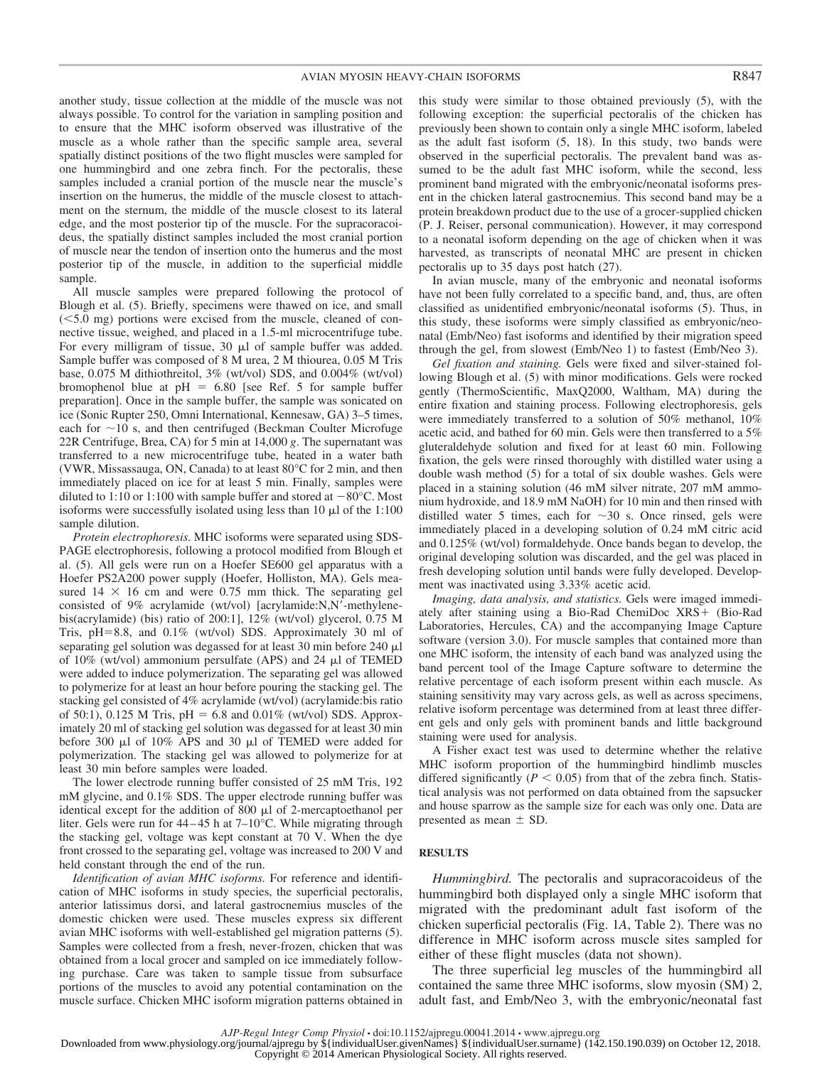another study, tissue collection at the middle of the muscle was not always possible. To control for the variation in sampling position and to ensure that the MHC isoform observed was illustrative of the muscle as a whole rather than the specific sample area, several spatially distinct positions of the two flight muscles were sampled for one hummingbird and one zebra finch. For the pectoralis, these samples included a cranial portion of the muscle near the muscle's insertion on the humerus, the middle of the muscle closest to attachment on the sternum, the middle of the muscle closest to its lateral edge, and the most posterior tip of the muscle. For the supracoracoideus, the spatially distinct samples included the most cranial portion of muscle near the tendon of insertion onto the humerus and the most posterior tip of the muscle, in addition to the superficial middle sample.

All muscle samples were prepared following the protocol of Blough et al. (5). Briefly, specimens were thawed on ice, and small (<5.0 mg) portions were excised from the muscle, cleaned of connective tissue, weighed, and placed in a 1.5-ml microcentrifuge tube. For every milligram of tissue, 30 μl of sample buffer was added. Sample buffer was composed of 8 M urea, 2 M thiourea, 0.05 M Tris base, 0.075 M dithiothreitol, 3% (wt/vol) SDS, and 0.004% (wt/vol) bromophenol blue at pH = 6.80 [see Ref. 5 for sample buffer preparation]. Once in the sample buffer, the sample was sonicated on ice (Sonic Rupter 250, Omni International, Kennesaw, GA) 3–5 times, each for ~10 s, and then centrifuged (Beckman Coulter Microfuge 22R Centrifuge, Brea, CA) for 5 min at 14,000 *g*. The supernatant was transferred to a new microcentrifuge tube, heated in a water bath (VWR, Missassauga, ON, Canada) to at least 80°C for 2 min, and then immediately placed on ice for at least 5 min. Finally, samples were diluted to 1:10 or 1:100 with sample buffer and stored at −80°C. Most isoforms were successfully isolated using less than 10 μl of the 1:100 sample dilution.

*Protein electrophoresis.* MHC isoforms were separated using SDS-PAGE electrophoresis, following a protocol modified from Blough et al. (5). All gels were run on a Hoefer SE600 gel apparatus with a Hoefer PS2A200 power supply (Hoefer, Holliston, MA). Gels measured 14 × 16 cm and were 0.75 mm thick. The separating gel consisted of 9% acrylamide (wt/vol) [acrylamide:N,N′-methylenebis(acrylamide) (bis) ratio of 200:1], 12% (wt/vol) glycerol, 0.75 M Tris, pH=8.8, and 0.1% (wt/vol) SDS. Approximately 30 ml of separating gel solution was degassed for at least 30 min before 240 μl of 10% (wt/vol) ammonium persulfate (APS) and 24 μl of TEMED were added to induce polymerization. The separating gel was allowed to polymerize for at least an hour before pouring the stacking gel. The stacking gel consisted of 4% acrylamide (wt/vol) (acrylamide:bis ratio of 50:1), 0.125 M Tris, pH = 6.8 and 0.01% (wt/vol) SDS. Approximately 20 ml of stacking gel solution was degassed for at least 30 min before 300 μl of 10% APS and 30 μl of TEMED were added for polymerization. The stacking gel was allowed to polymerize for at least 30 min before samples were loaded.

The lower electrode running buffer consisted of 25 mM Tris, 192 mM glycine, and 0.1% SDS. The upper electrode running buffer was identical except for the addition of 800 μl of 2-mercaptoethanol per liter. Gels were run for 44–45 h at 7–10°C. While migrating through the stacking gel, voltage was kept constant at 70 V. When the dye front crossed to the separating gel, voltage was increased to 200 V and held constant through the end of the run.

*Identification of avian MHC isoforms.* For reference and identification of MHC isoforms in study species, the superficial pectoralis, anterior latissimus dorsi, and lateral gastrocnemius muscles of the domestic chicken were used. These muscles express six different avian MHC isoforms with well-established gel migration patterns (5). Samples were collected from a fresh, never-frozen, chicken that was obtained from a local grocer and sampled on ice immediately following purchase. Care was taken to sample tissue from subsurface portions of the muscles to avoid any potential contamination on the muscle surface. Chicken MHC isoform migration patterns obtained in this study were similar to those obtained previously (5), with the following exception: the superficial pectoralis of the chicken has previously been shown to contain only a single MHC isoform, labeled as the adult fast isoform (5, 18). In this study, two bands were observed in the superficial pectoralis. The prevalent band was assumed to be the adult fast MHC isoform, while the second, less prominent band migrated with the embryonic/neonatal isoforms present in the chicken lateral gastrocnemius. This second band may be a protein breakdown product due to the use of a grocer-supplied chicken (P. J. Reiser, personal communication). However, it may correspond to a neonatal isoform depending on the age of chicken when it was harvested, as transcripts of neonatal MHC are present in chicken pectoralis up to 35 days post hatch (27).

In avian muscle, many of the embryonic and neonatal isoforms have not been fully correlated to a specific band, and, thus, are often classified as unidentified embryonic/neonatal isoforms (5). Thus, in this study, these isoforms were simply classified as embryonic/neonatal (Emb/Neo) fast isoforms and identified by their migration speed through the gel, from slowest (Emb/Neo 1) to fastest (Emb/Neo 3).

*Gel fixation and staining.* Gels were fixed and silver-stained following Blough et al. (5) with minor modifications. Gels were rocked gently (ThermoScientific, MaxQ2000, Waltham, MA) during the entire fixation and staining process. Following electrophoresis, gels were immediately transferred to a solution of 50% methanol, 10% acetic acid, and bathed for 60 min. Gels were then transferred to a 5% gluteraldehyde solution and fixed for at least 60 min. Following fixation, the gels were rinsed thoroughly with distilled water using a double wash method (5) for a total of six double washes. Gels were placed in a staining solution (46 mM silver nitrate, 207 mM ammonium hydroxide, and 18.9 mM NaOH) for 10 min and then rinsed with distilled water 5 times, each for ~30 s. Once rinsed, gels were immediately placed in a developing solution of 0.24 mM citric acid and 0.125% (wt/vol) formaldehyde. Once bands began to develop, the original developing solution was discarded, and the gel was placed in fresh developing solution until bands were fully developed. Development was inactivated using 3.33% acetic acid.

*Imaging, data analysis, and statistics.* Gels were imaged immediately after staining using a Bio-Rad ChemiDoc XRS+ (Bio-Rad Laboratories, Hercules, CA) and the accompanying Image Capture software (version 3.0). For muscle samples that contained more than one MHC isoform, the intensity of each band was analyzed using the band percent tool of the Image Capture software to determine the relative percentage of each isoform present within each muscle. As staining sensitivity may vary across gels, as well as across specimens, relative isoform percentage was determined from at least three different gels and only gels with prominent bands and little background staining were used for analysis.

A Fisher exact test was used to determine whether the relative MHC isoform proportion of the hummingbird hindlimb muscles differed significantly ($P < 0.05$) from that of the zebra finch. Statistical analysis was not performed on data obtained from the sapsucker and house sparrow as the sample size for each was only one. Data are presented as mean ± SD.

## RESULTS

*Hummingbird.* The pectoralis and supracoracoideus of the hummingbird both displayed only a single MHC isoform that migrated with the predominant adult fast isoform of the chicken superficial pectoralis (Fig. 1*A*, Table 2). There was no difference in MHC isoform across muscle sites sampled for either of these flight muscles (data not shown).

The three superficial leg muscles of the hummingbird all contained the same three MHC isoforms, slow myosin (SM) 2, adult fast, and Emb/Neo 3, with the embryonic/neonatal fast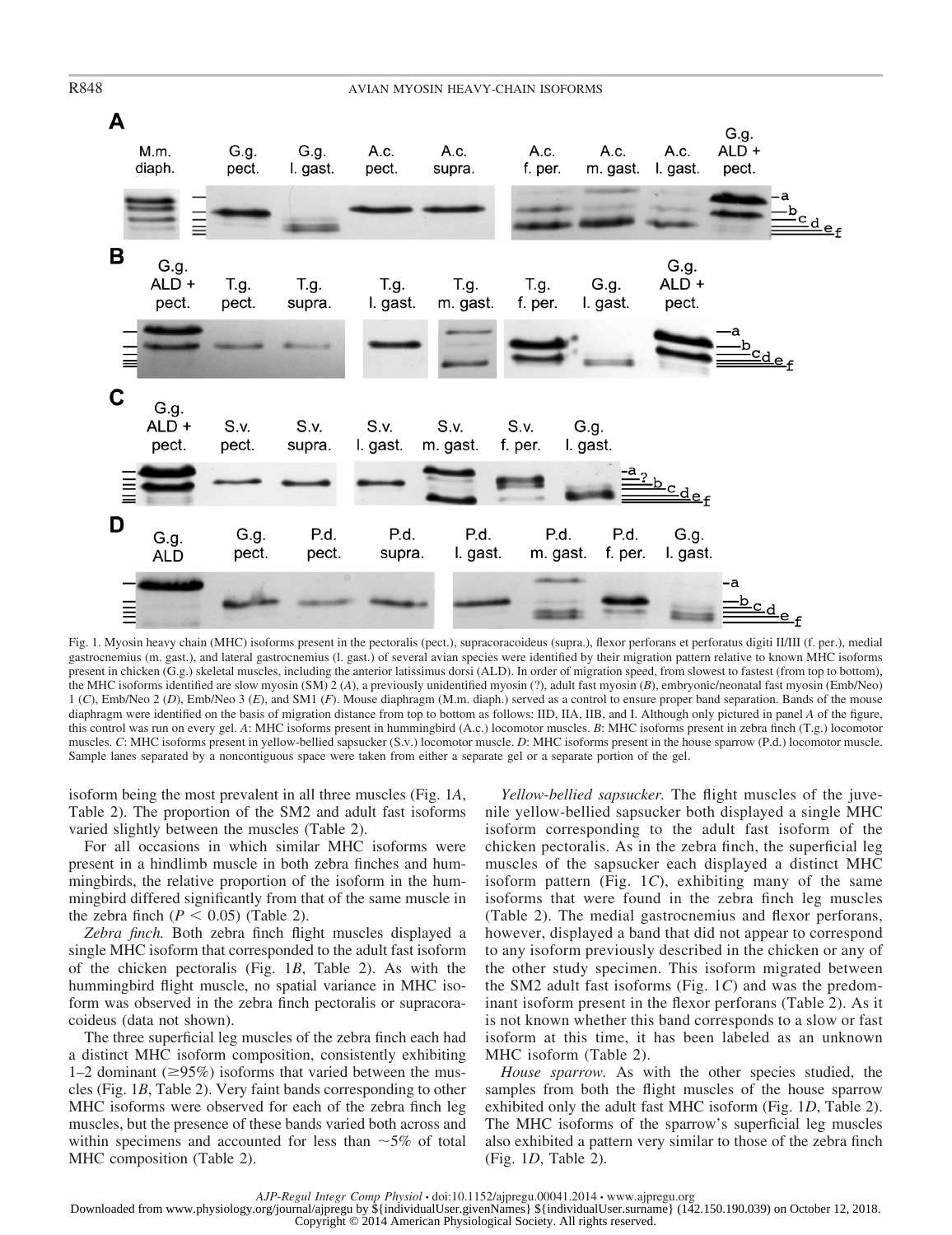Fig. 1. Myosin heavy chain (MHC) isoforms present in the pectoralis (pect.), supracoracoideus (supra.), flexor perforans et perforatus digiti II/III (f. per.), medial gastrocnemius (m. gast.), and lateral gastrocnemius (l. gast.) of several avian species were identified by their migration pattern relative to known MHC isoforms present in chicken (G.g.) skeletal muscles, including the anterior latissimus dorsi (ALD). In order of migration speed, from slowest to fastest (from top to bottom), the MHC isoforms identified are slow myosin (SM) 2 (*A*), a previously unidentified myosin (?), adult fast myosin (*B*), embryonic/neonatal fast myosin (Emb/Neo) 1 (*C*), Emb/Neo 2 (*D*), Emb/Neo 3 (*E*), and SM1 (*F*). Mouse diaphragm (M.m. diaph.) served as a control to ensure proper band separation. Bands of the mouse diaphragm were identified on the basis of migration distance from top to bottom as follows: IID, IIA, IIB, and I. Although only pictured in panel *A* of the figure, this control was run on every gel. *A*: MHC isoforms present in hummingbird (A.c.) locomotor muscles. *B*: MHC isoforms present in zebra finch (T.g.) locomotor muscles. *C*: MHC isoforms present in yellow-bellied sapsucker (S.v.) locomotor muscle. *D*: MHC isoforms present in the house sparrow (P.d.) locomotor muscle. Sample lanes separated by a noncontiguous space were taken from either a separate gel or a separate portion of the gel.

isoform being the most prevalent in all three muscles (Fig. 1*A*, Table 2). The proportion of the SM2 and adult fast isoforms varied slightly between the muscles (Table 2).

For all occasions in which similar MHC isoforms were present in a hindlimb muscle in both zebra finches and hummingbirds, the relative proportion of the isoform in the hummingbird differed significantly from that of the same muscle in the zebra finch ($P < 0.05$) (Table 2).

*Zebra finch.* Both zebra finch flight muscles displayed a single MHC isoform that corresponded to the adult fast isoform of the chicken pectoralis (Fig. 1*B*, Table 2). As with the hummingbird flight muscle, no spatial variance in MHC isoform was observed in the zebra finch pectoralis or supracoracoideus (data not shown).

The three superficial leg muscles of the zebra finch each had a distinct MHC isoform composition, consistently exhibiting 1–2 dominant ($\geq$95%) isoforms that varied between the muscles (Fig. 1*B*, Table 2). Very faint bands corresponding to other MHC isoforms were observed for each of the zebra finch leg muscles, but the presence of these bands varied both across and within specimens and accounted for less than ~5% of total MHC composition (Table 2).

*Yellow-bellied sapsucker.* The flight muscles of the juvenile yellow-bellied sapsucker both displayed a single MHC isoform corresponding to the adult fast isoform of the chicken pectoralis. As in the zebra finch, the superficial leg muscles of the sapsucker each displayed a distinct MHC isoform pattern (Fig. 1*C*), exhibiting many of the same isoforms that were found in the zebra finch leg muscles (Table 2). The medial gastrocnemius and flexor perforans, however, displayed a band that did not appear to correspond to any isoform previously described in the chicken or any of the other study specimen. This isoform migrated between the SM2 adult fast isoforms (Fig. 1*C*) and was the predominant isoform present in the flexor perforans (Table 2). As it is not known whether this band corresponds to a slow or fast isoform at this time, it has been labeled as an unknown MHC isoform (Table 2).

*House sparrow.* As with the other species studied, the samples from both the flight muscles of the house sparrow exhibited only the adult fast MHC isoform (Fig. 1*D*, Table 2). The MHC isoforms of the sparrow's superficial leg muscles also exhibited a pattern very similar to those of the zebra finch (Fig. 1*D*, Table 2).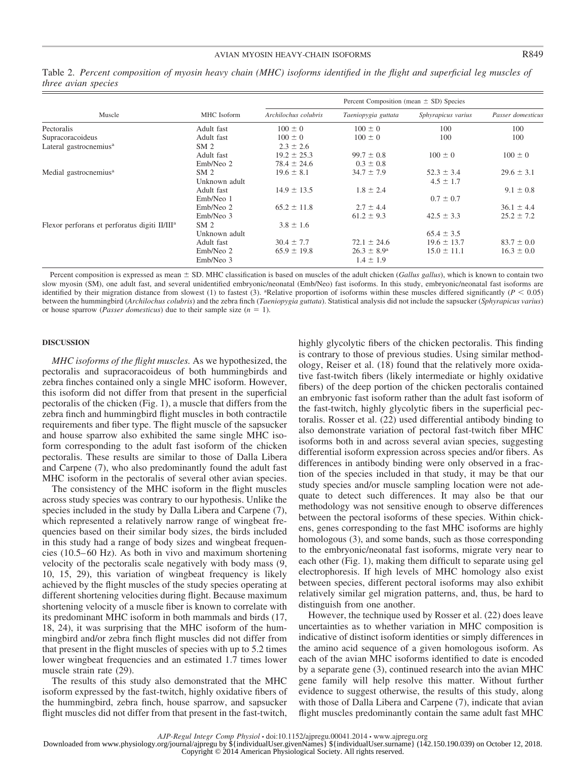Table 2. *Percent composition of myosin heavy chain (MHC) isoforms identified in the flight and superficial leg muscles of three avian species*

| Muscle | MHC Isoform | Percent Composition (mean ± SD) Species | | | |
|---|---|---|---|---|---|
| | | *Archilochus colubris* | *Taeniopygia guttata* | *Sphyrapicus varius* | *Passer domesticus* |
| Pectoralis | Adult fast | 100 ± 0 | 100 ± 0 | 100 | 100 |
| Supracoracoideus | Adult fast | 100 ± 0 | 100 ± 0 | 100 | 100 |
| Lateral gastrocnemius[a] | SM 2 | 2.3 ± 2.6 | | | |
| | Adult fast | 19.2 ± 25.3 | 99.7 ± 0.8 | 100 ± 0 | 100 ± 0 |
| | Emb/Neo 2 | 78.4 ± 24.6 | 0.3 ± 0.8 | | |
| Medial gastrocnemius[a] | SM 2 | 19.6 ± 8.1 | 34.7 ± 7.9 | 52.3 ± 3.4 | 29.6 ± 3.1 |
| | Unknown adult | | | 4.5 ± 1.7 | |
| | Adult fast | 14.9 ± 13.5 | 1.8 ± 2.4 | | 9.1 ± 0.8 |
| | Emb/Neo 1 | | | 0.7 ± 0.7 | |
| | Emb/Neo 2 | 65.2 ± 11.8 | 2.7 ± 4.4 | | 36.1 ± 4.4 |
| | Emb/Neo 3 | | 61.2 ± 9.3 | 42.5 ± 3.3 | 25.2 ± 7.2 |
| Flexor perforans et perforatus digiti II/III[a] | SM 2 | 3.8 ± 1.6 | | | |
| | Unknown adult | | | 65.4 ± 3.5 | |
| | Adult fast | 30.4 ± 7.7 | 72.1 ± 24.6 | 19.6 ± 13.7 | 83.7 ± 0.0 |
| | Emb/Neo 2 | 65.9 ± 19.8 | 26.3 ± 8.9[a] | 15.0 ± 11.1 | 16.3 ± 0.0 |
| | Emb/Neo 3 | | 1.4 ± 1.9 | | |

Percent composition is expressed as mean ± SD. MHC classification is based on muscles of the adult chicken (*Gallus gallus*), which is known to contain two slow myosin (SM), one adult fast, and several unidentified embryonic/neonatal (Emb/Neo) fast isoforms. In this study, embryonic/neonatal fast isoforms are identified by their migration distance from slowest (1) to fastest (3). [a]Relative proportion of isoforms within these muscles differed significantly ($P < 0.05$) between the hummingbird (*Archilochus colubris*) and the zebra finch (*Taeniopygia guttata*). Statistical analysis did not include the sapsucker (*Sphyrapicus varius*) or house sparrow (*Passer domesticus*) due to their sample size ($n = 1$).

## DISCUSSION

*MHC isoforms of the flight muscles.* As we hypothesized, the pectoralis and supracoracoideus of both hummingbirds and zebra finches contained only a single MHC isoform. However, this isoform did not differ from that present in the superficial pectoralis of the chicken (Fig. 1), a muscle that differs from the zebra finch and hummingbird flight muscles in both contractile requirements and fiber type. The flight muscle of the sapsucker and house sparrow also exhibited the same single MHC isoform corresponding to the adult fast isoform of the chicken pectoralis. These results are similar to those of Dalla Libera and Carpene (7), who also predominantly found the adult fast MHC isoform in the pectoralis of several other avian species.

The consistency of the MHC isoform in the flight muscles across study species was contrary to our hypothesis. Unlike the species included in the study by Dalla Libera and Carpene (7), which represented a relatively narrow range of wingbeat frequencies based on their similar body sizes, the birds included in this study had a range of body sizes and wingbeat frequencies (10.5–60 Hz). As both in vivo and maximum shortening velocity of the pectoralis scale negatively with body mass (9, 10, 15, 29), this variation of wingbeat frequency is likely achieved by the flight muscles of the study species operating at different shortening velocities during flight. Because maximum shortening velocity of a muscle fiber is known to correlate with its predominant MHC isoform in both mammals and birds (17, 18, 24), it was surprising that the MHC isoform of the hummingbird and/or zebra finch flight muscles did not differ from that present in the flight muscles of species with up to 5.2 times lower wingbeat frequencies and an estimated 1.7 times lower muscle strain rate (29).

The results of this study also demonstrated that the MHC isoform expressed by the fast-twitch, highly oxidative fibers of the hummingbird, zebra finch, house sparrow, and sapsucker flight muscles did not differ from that present in the fast-twitch, highly glycolytic fibers of the chicken pectoralis. This finding is contrary to those of previous studies. Using similar methodology, Reiser et al. (18) found that the relatively more oxidative fast-twitch fibers (likely intermediate or highly oxidative fibers) of the deep portion of the chicken pectoralis contained an embryonic fast isoform rather than the adult fast isoform of the fast-twitch, highly glycolytic fibers in the superficial pectoralis. Rosser et al. (22) used differential antibody binding to also demonstrate variation of pectoral fast-twitch fiber MHC isoforms both in and across several avian species, suggesting differential isoform expression across species and/or fibers. As differences in antibody binding were only observed in a fraction of the species included in that study, it may be that our study species and/or muscle sampling location were not adequate to detect such differences. It may also be that our methodology was not sensitive enough to observe differences between the pectoral isoforms of these species. Within chickens, genes corresponding to the fast MHC isoforms are highly homologous (3), and some bands, such as those corresponding to the embryonic/neonatal fast isoforms, migrate very near to each other (Fig. 1), making them difficult to separate using gel electrophoresis. If high levels of MHC homology also exist between species, different pectoral isoforms may also exhibit relatively similar gel migration patterns, and, thus, be hard to distinguish from one another.

However, the technique used by Rosser et al. (22) does leave uncertainties as to whether variation in MHC composition is indicative of distinct isoform identities or simply differences in the amino acid sequence of a given homologous isoform. As each of the avian MHC isoforms identified to date is encoded by a separate gene (3), continued research into the avian MHC gene family will help resolve this matter. Without further evidence to suggest otherwise, the results of this study, along with those of Dalla Libera and Carpene (7), indicate that avian flight muscles predominantly contain the same adult fast MHC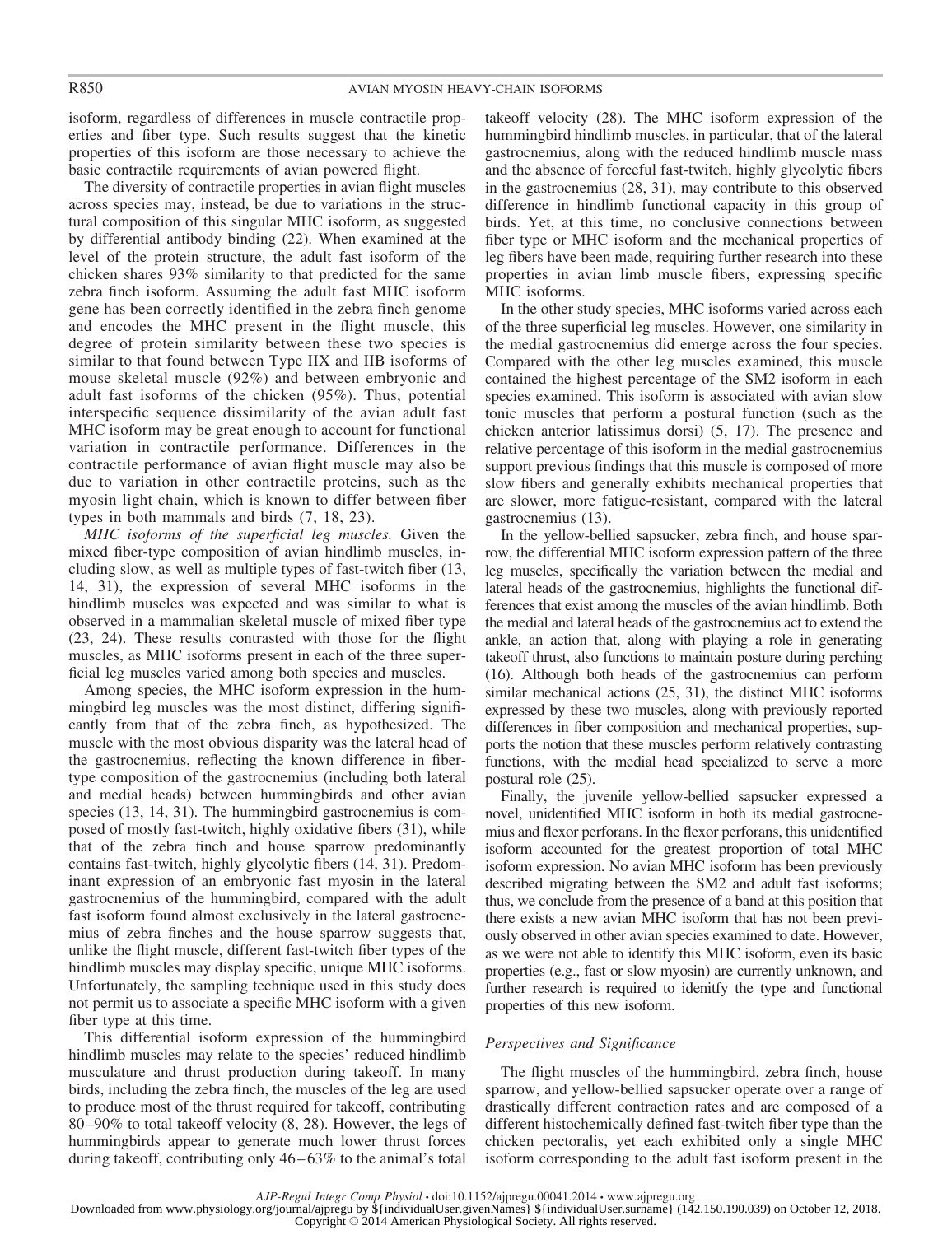isoform, regardless of differences in muscle contractile properties and fiber type. Such results suggest that the kinetic properties of this isoform are those necessary to achieve the basic contractile requirements of avian powered flight.

The diversity of contractile properties in avian flight muscles across species may, instead, be due to variations in the structural composition of this singular MHC isoform, as suggested by differential antibody binding (22). When examined at the level of the protein structure, the adult fast isoform of the chicken shares 93% similarity to that predicted for the same zebra finch isoform. Assuming the adult fast MHC isoform gene has been correctly identified in the zebra finch genome and encodes the MHC present in the flight muscle, this degree of protein similarity between these two species is similar to that found between Type IIX and IIB isoforms of mouse skeletal muscle (92%) and between embryonic and adult fast isoforms of the chicken (95%). Thus, potential interspecific sequence dissimilarity of the avian adult fast MHC isoform may be great enough to account for functional variation in contractile performance. Differences in the contractile performance of avian flight muscle may also be due to variation in other contractile proteins, such as the myosin light chain, which is known to differ between fiber types in both mammals and birds (7, 18, 23).

*MHC isoforms of the superficial leg muscles.* Given the mixed fiber-type composition of avian hindlimb muscles, including slow, as well as multiple types of fast-twitch fiber (13, 14, 31), the expression of several MHC isoforms in the hindlimb muscles was expected and was similar to what is observed in a mammalian skeletal muscle of mixed fiber type (23, 24). These results contrasted with those for the flight muscles, as MHC isoforms present in each of the three superficial leg muscles varied among both species and muscles.

Among species, the MHC isoform expression in the hummingbird leg muscles was the most distinct, differing significantly from that of the zebra finch, as hypothesized. The muscle with the most obvious disparity was the lateral head of the gastrocnemius, reflecting the known difference in fiber-type composition of the gastrocnemius (including both lateral and medial heads) between hummingbirds and other avian species (13, 14, 31). The hummingbird gastrocnemius is composed of mostly fast-twitch, highly oxidative fibers (31), while that of the zebra finch and house sparrow predominantly contains fast-twitch, highly glycolytic fibers (14, 31). Predominant expression of an embryonic fast myosin in the lateral gastrocnemius of the hummingbird, compared with the adult fast isoform found almost exclusively in the lateral gastrocnemius of zebra finches and the house sparrow suggests that, unlike the flight muscle, different fast-twitch fiber types of the hindlimb muscles may display specific, unique MHC isoforms. Unfortunately, the sampling technique used in this study does not permit us to associate a specific MHC isoform with a given fiber type at this time.

This differential isoform expression of the hummingbird hindlimb muscles may relate to the species' reduced hindlimb musculature and thrust production during takeoff. In many birds, including the zebra finch, the muscles of the leg are used to produce most of the thrust required for takeoff, contributing 80–90% to total takeoff velocity (8, 28). However, the legs of hummingbirds appear to generate much lower thrust forces during takeoff, contributing only 46–63% to the animal's total takeoff velocity (28). The MHC isoform expression of the hummingbird hindlimb muscles, in particular, that of the lateral gastrocnemius, along with the reduced hindlimb muscle mass and the absence of forceful fast-twitch, highly glycolytic fibers in the gastrocnemius (28, 31), may contribute to this observed difference in hindlimb functional capacity in this group of birds. Yet, at this time, no conclusive connections between fiber type or MHC isoform and the mechanical properties of leg fibers have been made, requiring further research into these properties in avian limb muscle fibers, expressing specific MHC isoforms.

In the other study species, MHC isoforms varied across each of the three superficial leg muscles. However, one similarity in the medial gastrocnemius did emerge across the four species. Compared with the other leg muscles examined, this muscle contained the highest percentage of the SM2 isoform in each species examined. This isoform is associated with avian slow tonic muscles that perform a postural function (such as the chicken anterior latissimus dorsi) (5, 17). The presence and relative percentage of this isoform in the medial gastrocnemius support previous findings that this muscle is composed of more slow fibers and generally exhibits mechanical properties that are slower, more fatigue-resistant, compared with the lateral gastrocnemius (13).

In the yellow-bellied sapsucker, zebra finch, and house sparrow, the differential MHC isoform expression pattern of the three leg muscles, specifically the variation between the medial and lateral heads of the gastrocnemius, highlights the functional differences that exist among the muscles of the avian hindlimb. Both the medial and lateral heads of the gastrocnemius act to extend the ankle, an action that, along with playing a role in generating takeoff thrust, also functions to maintain posture during perching (16). Although both heads of the gastrocnemius can perform similar mechanical actions (25, 31), the distinct MHC isoforms expressed by these two muscles, along with previously reported differences in fiber composition and mechanical properties, supports the notion that these muscles perform relatively contrasting functions, with the medial head specialized to serve a more postural role (25).

Finally, the juvenile yellow-bellied sapsucker expressed a novel, unidentified MHC isoform in both its medial gastrocnemius and flexor perforans. In the flexor perforans, this unidentified isoform accounted for the greatest proportion of total MHC isoform expression. No avian MHC isoform has been previously described migrating between the SM2 and adult fast isoforms; thus, we conclude from the presence of a band at this position that there exists a new avian MHC isoform that has not been previously observed in other avian species examined to date. However, as we were not able to identify this MHC isoform, even its basic properties (e.g., fast or slow myosin) are currently unknown, and further research is required to idenitfy the type and functional properties of this new isoform.

### *Perspectives and Significance*

The flight muscles of the hummingbird, zebra finch, house sparrow, and yellow-bellied sapsucker operate over a range of drastically different contraction rates and are composed of a different histochemically defined fast-twitch fiber type than the chicken pectoralis, yet each exhibited only a single MHC isoform corresponding to the adult fast isoform present in the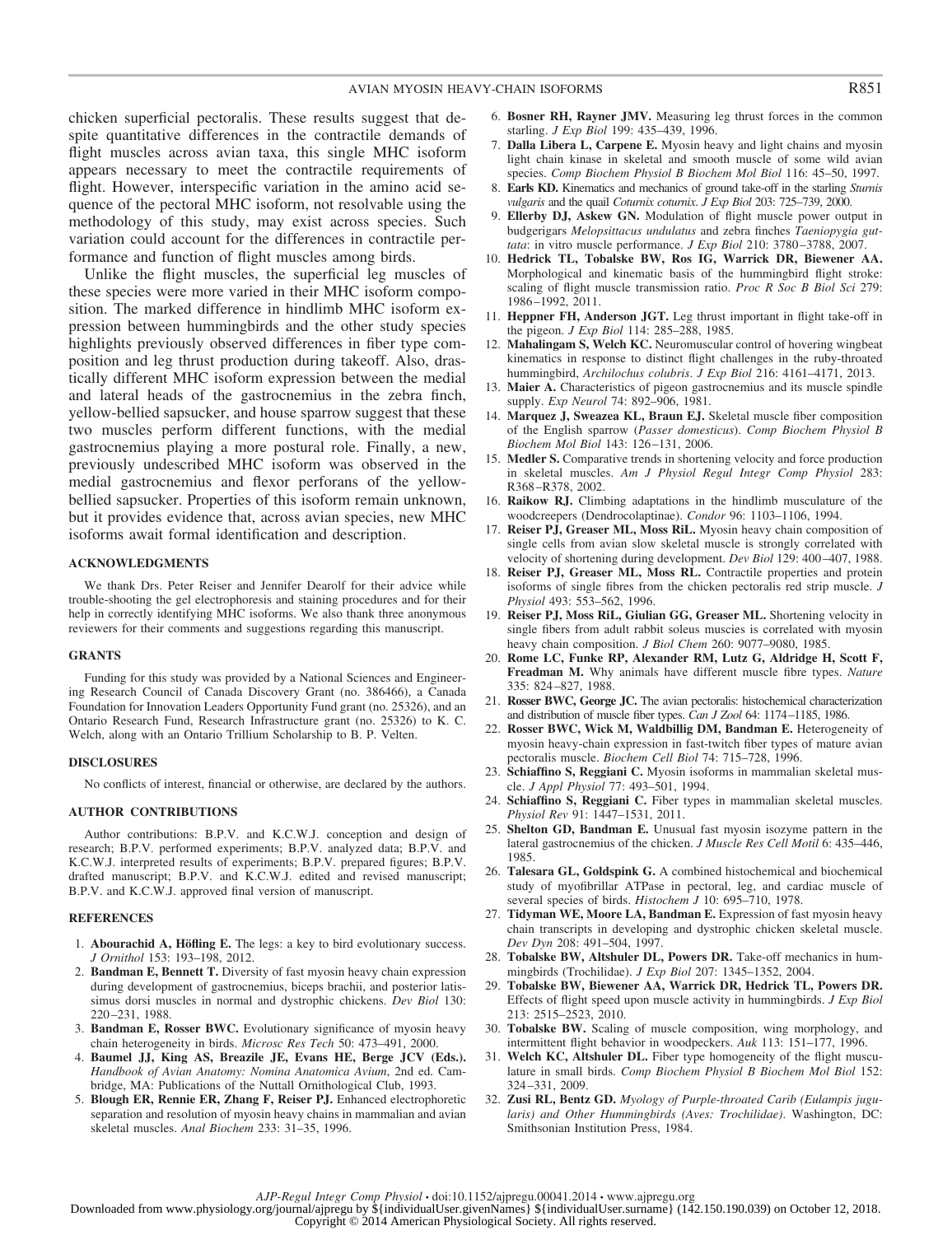chicken superficial pectoralis. These results suggest that despite quantitative differences in the contractile demands of flight muscles across avian taxa, this single MHC isoform appears necessary to meet the contractile requirements of flight. However, interspecific variation in the amino acid sequence of the pectoral MHC isoform, not resolvable using the methodology of this study, may exist across species. Such variation could account for the differences in contractile performance and function of flight muscles among birds.

Unlike the flight muscles, the superficial leg muscles of these species were more varied in their MHC isoform composition. The marked difference in hindlimb MHC isoform expression between hummingbirds and the other study species highlights previously observed differences in fiber type composition and leg thrust production during takeoff. Also, drastically different MHC isoform expression between the medial and lateral heads of the gastrocnemius in the zebra finch, yellow-bellied sapsucker, and house sparrow suggest that these two muscles perform different functions, with the medial gastrocnemius playing a more postural role. Finally, a new, previously undescribed MHC isoform was observed in the medial gastrocnemius and flexor perforans of the yellow-bellied sapsucker. Properties of this isoform remain unknown, but it provides evidence that, across avian species, new MHC isoforms await formal identification and description.

## ACKNOWLEDGMENTS

We thank Drs. Peter Reiser and Jennifer Dearolf for their advice while trouble-shooting the gel electrophoresis and staining procedures and for their help in correctly identifying MHC isoforms. We also thank three anonymous reviewers for their comments and suggestions regarding this manuscript.

## GRANTS

Funding for this study was provided by a National Sciences and Engineering Research Council of Canada Discovery Grant (no. 386466), a Canada Foundation for Innovation Leaders Opportunity Fund grant (no. 25326), and an Ontario Research Fund, Research Infrastructure grant (no. 25326) to K. C. Welch, along with an Ontario Trillium Scholarship to B. P. Velten.

## DISCLOSURES

No conflicts of interest, financial or otherwise, are declared by the authors.

## AUTHOR CONTRIBUTIONS

Author contributions: B.P.V. and K.C.W.J. conception and design of research; B.P.V. performed experiments; B.P.V. analyzed data; B.P.V. and K.C.W.J. interpreted results of experiments; B.P.V. prepared figures; B.P.V. drafted manuscript; B.P.V. and K.C.W.J. edited and revised manuscript; B.P.V. and K.C.W.J. approved final version of manuscript.

## REFERENCES

1. **Abourachid A, Höfling E.** The legs: a key to bird evolutionary success. *J Ornithol* 153: 193–198, 2012.
2. **Bandman E, Bennett T.** Diversity of fast myosin heavy chain expression during development of gastrocnemius, biceps brachii, and posterior latissimus dorsi muscles in normal and dystrophic chickens. *Dev Biol* 130: 220–231, 1988.
3. **Bandman E, Rosser BWC.** Evolutionary significance of myosin heavy chain heterogeneity in birds. *Microsc Res Tech* 50: 473–491, 2000.
4. **Baumel JJ, King AS, Breazile JE, Evans HE, Berge JCV (Eds.).** *Handbook of Avian Anatomy: Nomina Anatomica Avium*, 2nd ed. Cambridge, MA: Publications of the Nuttall Ornithological Club, 1993.
5. **Blough ER, Rennie ER, Zhang F, Reiser PJ.** Enhanced electrophoretic separation and resolution of myosin heavy chains in mammalian and avian skeletal muscles. *Anal Biochem* 233: 31–35, 1996.
6. **Bosner RH, Rayner JMV.** Measuring leg thrust forces in the common starling. *J Exp Biol* 199: 435–439, 1996.
7. **Dalla Libera L, Carpene E.** Myosin heavy and light chains and myosin light chain kinase in skeletal and smooth muscle of some wild avian species. *Comp Biochem Physiol B Biochem Mol Biol* 116: 45–50, 1997.
8. **Earls KD.** Kinematics and mechanics of ground take-off in the starling *Sturnis vulgaris* and the quail *Coturnix coturnix*. *J Exp Biol* 203: 725–739, 2000.
9. **Ellerby DJ, Askew GN.** Modulation of flight muscle power output in budgerigars *Melopsittacus undulatus* and zebra finches *Taeniopygia guttata*: in vitro muscle performance. *J Exp Biol* 210: 3780–3788, 2007.
10. **Hedrick TL, Tobalske BW, Ros IG, Warrick DR, Biewener AA.** Morphological and kinematic basis of the hummingbird flight stroke: scaling of flight muscle transmission ratio. *Proc R Soc B Biol Sci* 279: 1986–1992, 2011.
11. **Heppner FH, Anderson JGT.** Leg thrust important in flight take-off in the pigeon. *J Exp Biol* 114: 285–288, 1985.
12. **Mahalingam S, Welch KC.** Neuromuscular control of hovering wingbeat kinematics in response to distinct flight challenges in the ruby-throated hummingbird, *Archilochus colubris*. *J Exp Biol* 216: 4161–4171, 2013.
13. **Maier A.** Characteristics of pigeon gastrocnemius and its muscle spindle supply. *Exp Neurol* 74: 892–906, 1981.
14. **Marquez J, Sweazea KL, Braun EJ.** Skeletal muscle fiber composition of the English sparrow (*Passer domesticus*). *Comp Biochem Physiol B Biochem Mol Biol* 143: 126–131, 2006.
15. **Medler S.** Comparative trends in shortening velocity and force production in skeletal muscles. *Am J Physiol Regul Integr Comp Physiol* 283: R368–R378, 2002.
16. **Raikow RJ.** Climbing adaptations in the hindlimb musculature of the woodcreepers (Dendrocolaptinae). *Condor* 96: 1103–1106, 1994.
17. **Reiser PJ, Greaser ML, Moss RiL.** Myosin heavy chain composition of single cells from avian slow skeletal muscle is strongly correlated with velocity of shortening during development. *Dev Biol* 129: 400–407, 1988.
18. **Reiser PJ, Greaser ML, Moss RL.** Contractile properties and protein isoforms of single fibres from the chicken pectoralis red strip muscle. *J Physiol* 493: 553–562, 1996.
19. **Reiser PJ, Moss RiL, Giulian GG, Greaser ML.** Shortening velocity in single fibers from adult rabbit soleus muscles is correlated with myosin heavy chain composition. *J Biol Chem* 260: 9077–9080, 1985.
20. **Rome LC, Funke RP, Alexander RM, Lutz G, Aldridge H, Scott F, Freadman M.** Why animals have different muscle fibre types. *Nature* 335: 824–827, 1988.
21. **Rosser BWC, George JC.** The avian pectoralis: histochemical characterization and distribution of muscle fiber types. *Can J Zool* 64: 1174–1185, 1986.
22. **Rosser BWC, Wick M, Waldbillig DM, Bandman E.** Heterogeneity of myosin heavy-chain expression in fast-twitch fiber types of mature avian pectoralis muscle. *Biochem Cell Biol* 74: 715–728, 1996.
23. **Schiaffino S, Reggiani C.** Myosin isoforms in mammalian skeletal muscle. *J Appl Physiol* 77: 493–501, 1994.
24. **Schiaffino S, Reggiani C.** Fiber types in mammalian skeletal muscles. *Physiol Rev* 91: 1447–1531, 2011.
25. **Shelton GD, Bandman E.** Unusual fast myosin isozyme pattern in the lateral gastrocnemius of the chicken. *J Muscle Res Cell Motil* 6: 435–446, 1985.
26. **Talesara GL, Goldspink G.** A combined histochemical and biochemical study of myofibrillar ATPase in pectoral, leg, and cardiac muscle of several species of birds. *Histochem J* 10: 695–710, 1978.
27. **Tidyman WE, Moore LA, Bandman E.** Expression of fast myosin heavy chain transcripts in developing and dystrophic chicken skeletal muscle. *Dev Dyn* 208: 491–504, 1997.
28. **Tobalske BW, Altshuler DL, Powers DR.** Take-off mechanics in hummingbirds (Trochilidae). *J Exp Biol* 207: 1345–1352, 2004.
29. **Tobalske BW, Biewener AA, Warrick DR, Hedrick TL, Powers DR.** Effects of flight speed upon muscle activity in hummingbirds. *J Exp Biol* 213: 2515–2523, 2010.
30. **Tobalske BW.** Scaling of muscle composition, wing morphology, and intermittent flight behavior in woodpeckers. *Auk* 113: 151–177, 1996.
31. **Welch KC, Altshuler DL.** Fiber type homogeneity of the flight musculature in small birds. *Comp Biochem Physiol B Biochem Mol Biol* 152: 324–331, 2009.
32. **Zusi RL, Bentz GD.** *Myology of Purple-throated Carib (Eulampis jugularis) and Other Hummingbirds (Aves: Trochilidae)*. Washington, DC: Smithsonian Institution Press, 1984.